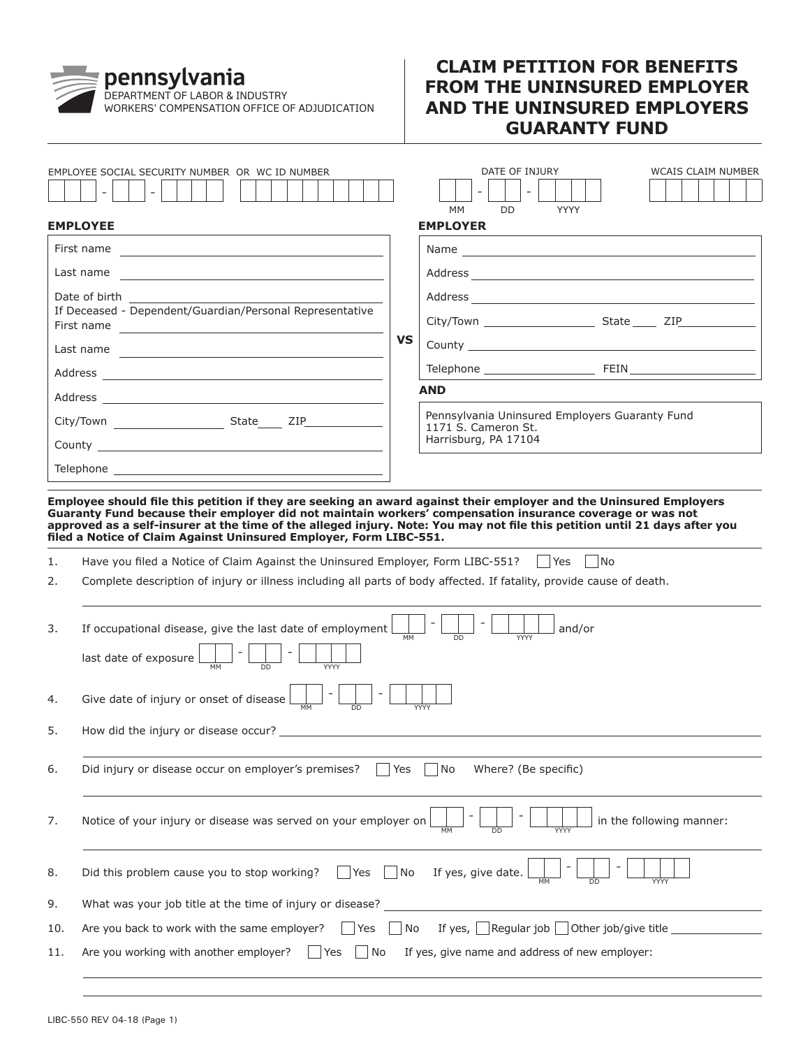pennsylvania
DEPARTMENT OF LABOR & INDUSTRY
WORKERS' COMPENSATION OFFICE OF ADJUDICATION

# CLAIM PETITION FOR BENEFITS FROM THE UNINSURED EMPLOYER AND THE UNINSURED EMPLOYERS GUARANTY FUND

EMPLOYEE SOCIAL SECURITY NUMBER OR WC ID NUMBER ___-__-____ __________

DATE OF INJURY __-__-____ (MM DD YYYY)

WCAIS CLAIM NUMBER __________

| **EMPLOYEE** | | **EMPLOYER** |
|---|---|---|
| First name | | Name |
| Last name | | Address |
| Date of birth | | Address |
| If Deceased - Dependent/Guardian/Personal Representative First name | | City/Town ______ State ____ ZIP ______ |
| Last name | **VS** | County |
| Address | | Telephone ______ FEIN ______ |
| Address | | **AND** |
| City/Town ______ State ____ ZIP ______ | | Pennsylvania Uninsured Employers Guaranty Fund<br>1171 S. Cameron St.<br>Harrisburg, PA 17104 |
| County | | |
| Telephone | | |

**Employee should file this petition if they are seeking an award against their employer and the Uninsured Employers Guaranty Fund because their employer did not maintain workers' compensation insurance coverage or was not approved as a self-insurer at the time of the alleged injury. Note: You may not file this petition until 21 days after you filed a Notice of Claim Against Uninsured Employer, Form LIBC-551.**

1. Have you filed a Notice of Claim Against the Uninsured Employer, Form LIBC-551? ☐ Yes ☐ No
2. Complete description of injury or illness including all parts of body affected. If fatality, provide cause of death.
3. If occupational disease, give the last date of employment __-__-____ (MM DD YYYY) and/or last date of exposure __-__-____ (MM DD YYYY)
4. Give date of injury or onset of disease __-__-____ (MM DD YYYY)
5. How did the injury or disease occur? ______
6. Did injury or disease occur on employer's premises? ☐ Yes ☐ No Where? (Be specific)
7. Notice of your injury or disease was served on your employer on __-__-____ (MM DD YYYY) in the following manner:
8. Did this problem cause you to stop working? ☐ Yes ☐ No If yes, give date. __-__-____ (MM DD YYYY)
9. What was your job title at the time of injury or disease? ______
10. Are you back to work with the same employer? ☐ Yes ☐ No If yes, ☐ Regular job ☐ Other job/give title ______
11. Are you working with another employer? ☐ Yes ☐ No If yes, give name and address of new employer:

LIBC-550 REV 04-18 (Page 1)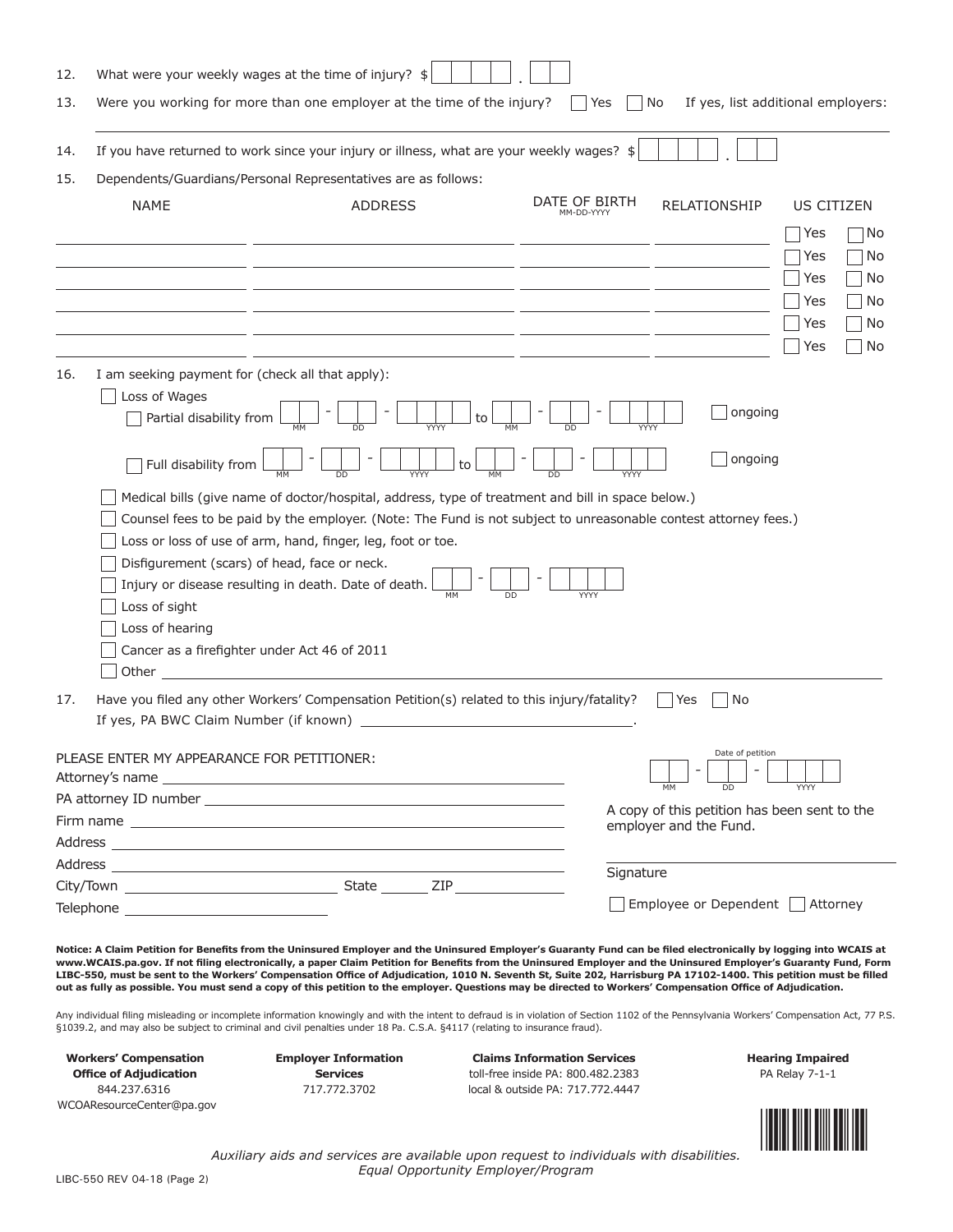12. What were your weekly wages at the time of injury? $ ______ . ___

13. Were you working for more than one employer at the time of the injury? ☐ Yes ☐ No If yes, list additional employers:

______________________________________________________________________________

14. If you have returned to work since your injury or illness, what are your weekly wages? $ ______ . ___

15. Dependents/Guardians/Personal Representatives are as follows:

| NAME | ADDRESS | DATE OF BIRTH (MM-DD-YYYY) | RELATIONSHIP | US CITIZEN |
|---|---|---|---|---|
| | | | | ☐ Yes ☐ No |
| | | | | ☐ Yes ☐ No |
| | | | | ☐ Yes ☐ No |
| | | | | ☐ Yes ☐ No |
| | | | | ☐ Yes ☐ No |
| | | | | ☐ Yes ☐ No |

16. I am seeking payment for (check all that apply):

- ☐ Loss of Wages
  - ☐ Partial disability from ___-___-____ (MM-DD-YYYY) to ___-___-____ (MM-DD-YYYY) ☐ ongoing
  - ☐ Full disability from ___-___-____ (MM-DD-YYYY) to ___-___-____ (MM-DD-YYYY) ☐ ongoing
- ☐ Medical bills (give name of doctor/hospital, address, type of treatment and bill in space below.)
- ☐ Counsel fees to be paid by the employer. (Note: The Fund is not subject to unreasonable contest attorney fees.)
- ☐ Loss or loss of use of arm, hand, finger, leg, foot or toe.
- ☐ Disfigurement (scars) of head, face or neck.
- ☐ Injury or disease resulting in death. Date of death. ___-___-____ (MM-DD-YYYY)
- ☐ Loss of sight
- ☐ Loss of hearing
- ☐ Cancer as a firefighter under Act 46 of 2011
- ☐ Other ______________________________________________

17. Have you filed any other Workers' Compensation Petition(s) related to this injury/fatality? ☐ Yes ☐ No
If yes, PA BWC Claim Number (if known) ______________________.

PLEASE ENTER MY APPEARANCE FOR PETITIONER:

Attorney's name ______________________

PA attorney ID number ______________________

Firm name ______________________

Address ______________________

Address ______________________

City/Town ______________ State ______ ZIP ______

Telephone ______________________

Date of petition ___-___-____ (MM-DD-YYYY)

A copy of this petition has been sent to the employer and the Fund.

Signature ______________________

☐ Employee or Dependent ☐ Attorney

**Notice: A Claim Petition for Benefits from the Uninsured Employer and the Uninsured Employer's Guaranty Fund can be filed electronically by logging into WCAIS at www.WCAIS.pa.gov. If not filing electronically, a paper Claim Petition for Benefits from the Uninsured Employer and the Uninsured Employer's Guaranty Fund, Form LIBC-550, must be sent to the Workers' Compensation Office of Adjudication, 1010 N. Seventh St, Suite 202, Harrisburg PA 17102-1400. This petition must be filled out as fully as possible. You must send a copy of this petition to the employer. Questions may be directed to Workers' Compensation Office of Adjudication.**

Any individual filing misleading or incomplete information knowingly and with the intent to defraud is in violation of Section 1102 of the Pennsylvania Workers' Compensation Act, 77 P.S. §1039.2, and may also be subject to criminal and civil penalties under 18 Pa. C.S.A. §4117 (relating to insurance fraud).

**Workers' Compensation Office of Adjudication**
844.237.6316
WCOAResourceCenter@pa.gov

**Employer Information Services**
717.772.3702

**Claims Information Services**
toll-free inside PA: 800.482.2383
local & outside PA: 717.772.4447

**Hearing Impaired**
PA Relay 7-1-1

*Auxiliary aids and services are available upon request to individuals with disabilities.*
*Equal Opportunity Employer/Program*

LIBC-550 REV 04-18 (Page 2)